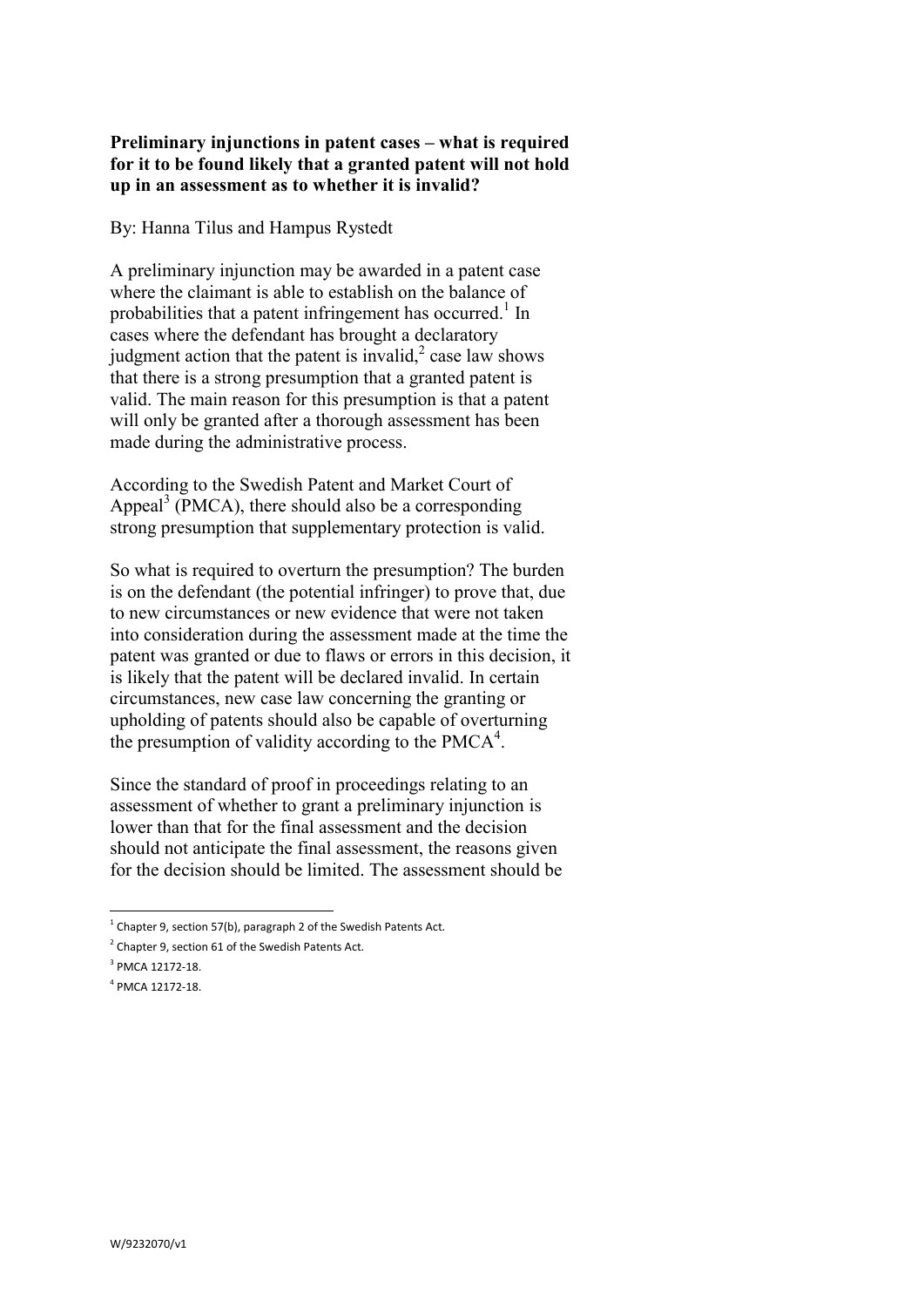**Preliminary injunctions in patent cases – what is required for it to be found likely that a granted patent will not hold up in an assessment as to whether it is invalid?**

By: Hanna Tilus and Hampus Rystedt

A preliminary injunction may be awarded in a patent case where the claimant is able to establish on the balance of probabilities that a patent infringement has occurred.[1] In cases where the defendant has brought a declaratory judgment action that the patent is invalid,[2] case law shows that there is a strong presumption that a granted patent is valid. The main reason for this presumption is that a patent will only be granted after a thorough assessment has been made during the administrative process.

According to the Swedish Patent and Market Court of Appeal[3] (PMCA), there should also be a corresponding strong presumption that supplementary protection is valid.

So what is required to overturn the presumption? The burden is on the defendant (the potential infringer) to prove that, due to new circumstances or new evidence that were not taken into consideration during the assessment made at the time the patent was granted or due to flaws or errors in this decision, it is likely that the patent will be declared invalid. In certain circumstances, new case law concerning the granting or upholding of patents should also be capable of overturning the presumption of validity according to the PMCA[4].

Since the standard of proof in proceedings relating to an assessment of whether to grant a preliminary injunction is lower than that for the final assessment and the decision should not anticipate the final assessment, the reasons given for the decision should be limited. The assessment should be

---

[1] Chapter 9, section 57(b), paragraph 2 of the Swedish Patents Act.

[2] Chapter 9, section 61 of the Swedish Patents Act.

[3] PMCA 12172-18.

[4] PMCA 12172-18.

W/9232070/v1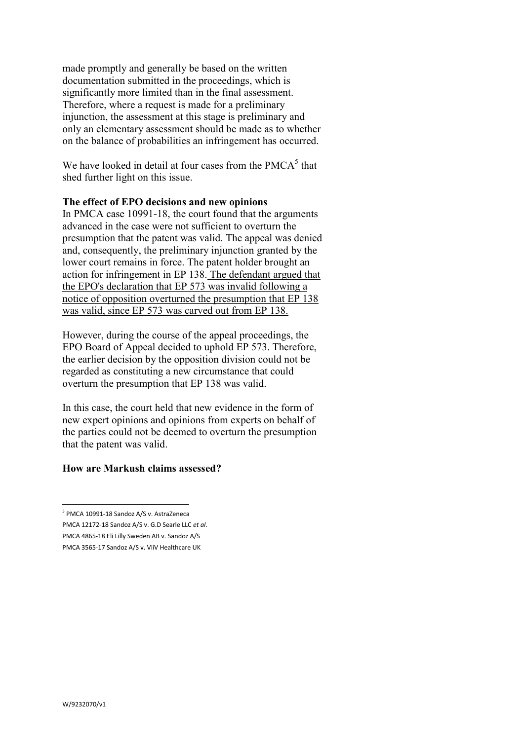made promptly and generally be based on the written documentation submitted in the proceedings, which is significantly more limited than in the final assessment. Therefore, where a request is made for a preliminary injunction, the assessment at this stage is preliminary and only an elementary assessment should be made as to whether on the balance of probabilities an infringement has occurred.

We have looked in detail at four cases from the PMCA[5] that shed further light on this issue.

**The effect of EPO decisions and new opinions**

In PMCA case 10991-18, the court found that the arguments advanced in the case were not sufficient to overturn the presumption that the patent was valid. The appeal was denied and, consequently, the preliminary injunction granted by the lower court remains in force. The patent holder brought an action for infringement in EP 138. <u>The defendant argued that the EPO's declaration that EP 573 was invalid following a notice of opposition overturned the presumption that EP 138 was valid, since EP 573 was carved out from EP 138.</u>

However, during the course of the appeal proceedings, the EPO Board of Appeal decided to uphold EP 573. Therefore, the earlier decision by the opposition division could not be regarded as constituting a new circumstance that could overturn the presumption that EP 138 was valid.

In this case, the court held that new evidence in the form of new expert opinions and opinions from experts on behalf of the parties could not be deemed to overturn the presumption that the patent was valid.

**How are Markush claims assessed?**

---

[5] PMCA 10991-18 Sandoz A/S v. AstraZeneca
PMCA 12172-18 Sandoz A/S v. G.D Searle LLC *et al*.
PMCA 4865-18 Eli Lilly Sweden AB v. Sandoz A/S
PMCA 3565-17 Sandoz A/S v. ViiV Healthcare UK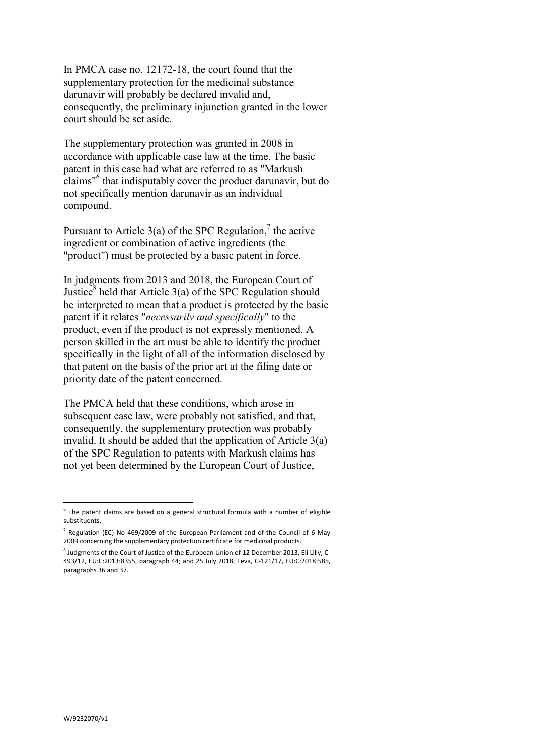In PMCA case no. 12172-18, the court found that the supplementary protection for the medicinal substance darunavir will probably be declared invalid and, consequently, the preliminary injunction granted in the lower court should be set aside.

The supplementary protection was granted in 2008 in accordance with applicable case law at the time. The basic patent in this case had what are referred to as "Markush claims"[6] that indisputably cover the product darunavir, but do not specifically mention darunavir as an individual compound.

Pursuant to Article 3(a) of the SPC Regulation,[7] the active ingredient or combination of active ingredients (the "product") must be protected by a basic patent in force.

In judgments from 2013 and 2018, the European Court of Justice[8] held that Article 3(a) of the SPC Regulation should be interpreted to mean that a product is protected by the basic patent if it relates "*necessarily and specifically*" to the product, even if the product is not expressly mentioned. A person skilled in the art must be able to identify the product specifically in the light of all of the information disclosed by that patent on the basis of the prior art at the filing date or priority date of the patent concerned.

The PMCA held that these conditions, which arose in subsequent case law, were probably not satisfied, and that, consequently, the supplementary protection was probably invalid. It should be added that the application of Article 3(a) of the SPC Regulation to patents with Markush claims has not yet been determined by the European Court of Justice,

---

[6] The patent claims are based on a general structural formula with a number of eligible substituents.

[7] Regulation (EC) No 469/2009 of the European Parliament and of the Council of 6 May 2009 concerning the supplementary protection certificate for medicinal products.

[8] Judgments of the Court of Justice of the European Union of 12 December 2013, Eli Lilly, C-493/12, EU:C:2013:8355, paragraph 44; and 25 July 2018, Teva, C-121/17, EU:C:2018:585, paragraphs 36 and 37.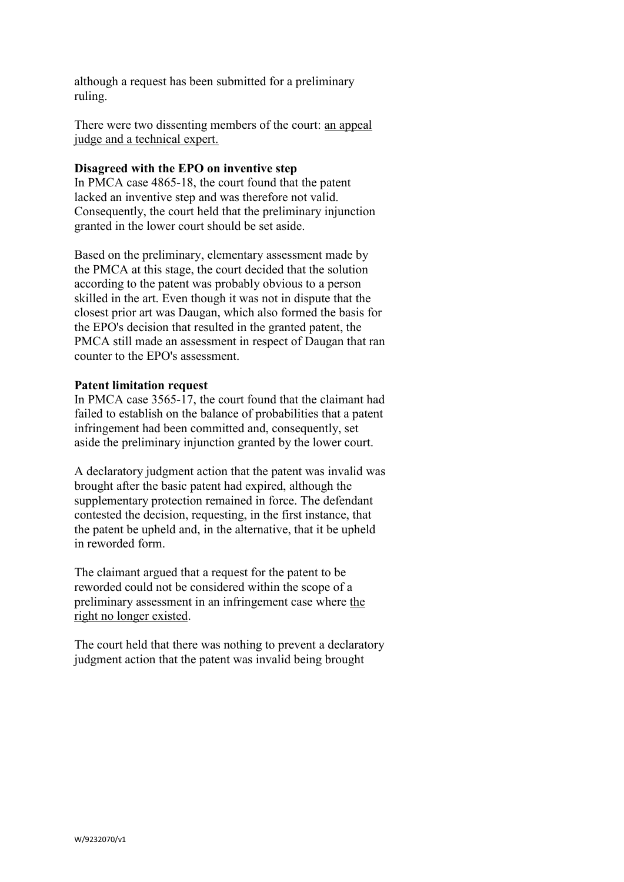although a request has been submitted for a preliminary ruling.

There were two dissenting members of the court: an appeal judge and a technical expert.

**Disagreed with the EPO on inventive step**

In PMCA case 4865-18, the court found that the patent lacked an inventive step and was therefore not valid. Consequently, the court held that the preliminary injunction granted in the lower court should be set aside.

Based on the preliminary, elementary assessment made by the PMCA at this stage, the court decided that the solution according to the patent was probably obvious to a person skilled in the art. Even though it was not in dispute that the closest prior art was Daugan, which also formed the basis for the EPO's decision that resulted in the granted patent, the PMCA still made an assessment in respect of Daugan that ran counter to the EPO's assessment.

**Patent limitation request**

In PMCA case 3565-17, the court found that the claimant had failed to establish on the balance of probabilities that a patent infringement had been committed and, consequently, set aside the preliminary injunction granted by the lower court.

A declaratory judgment action that the patent was invalid was brought after the basic patent had expired, although the supplementary protection remained in force. The defendant contested the decision, requesting, in the first instance, that the patent be upheld and, in the alternative, that it be upheld in reworded form.

The claimant argued that a request for the patent to be reworded could not be considered within the scope of a preliminary assessment in an infringement case where the right no longer existed.

The court held that there was nothing to prevent a declaratory judgment action that the patent was invalid being brought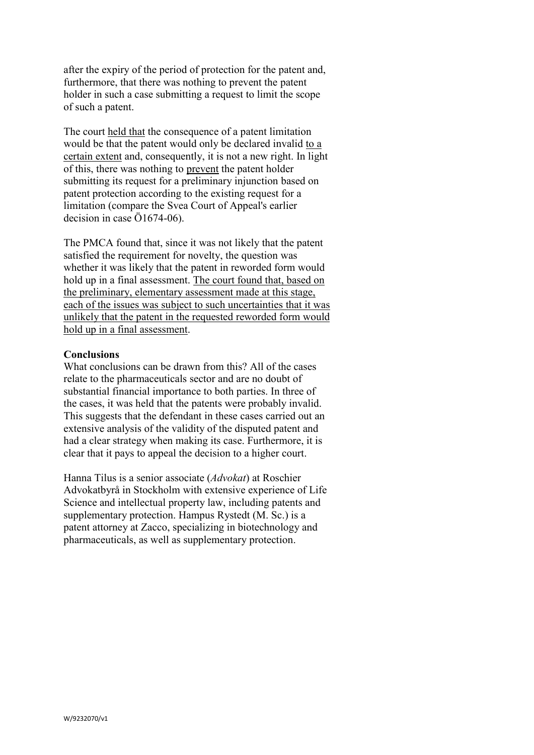after the expiry of the period of protection for the patent and, furthermore, that there was nothing to prevent the patent holder in such a case submitting a request to limit the scope of such a patent.

The court <u>held that</u> the consequence of a patent limitation would be that the patent would only be declared invalid <u>to a certain extent</u> and, consequently, it is not a new right. In light of this, there was nothing to <u>prevent</u> the patent holder submitting its request for a preliminary injunction based on patent protection according to the existing request for a limitation (compare the Svea Court of Appeal's earlier decision in case Ö1674-06).

The PMCA found that, since it was not likely that the patent satisfied the requirement for novelty, the question was whether it was likely that the patent in reworded form would hold up in a final assessment. <u>The court found that, based on the preliminary, elementary assessment made at this stage, each of the issues was subject to such uncertainties that it was unlikely that the patent in the requested reworded form would hold up in a final assessment</u>.

**Conclusions**

What conclusions can be drawn from this? All of the cases relate to the pharmaceuticals sector and are no doubt of substantial financial importance to both parties. In three of the cases, it was held that the patents were probably invalid. This suggests that the defendant in these cases carried out an extensive analysis of the validity of the disputed patent and had a clear strategy when making its case. Furthermore, it is clear that it pays to appeal the decision to a higher court.

Hanna Tilus is a senior associate (*Advokat*) at Roschier Advokatbyrå in Stockholm with extensive experience of Life Science and intellectual property law, including patents and supplementary protection. Hampus Rystedt (M. Sc.) is a patent attorney at Zacco, specializing in biotechnology and pharmaceuticals, as well as supplementary protection.